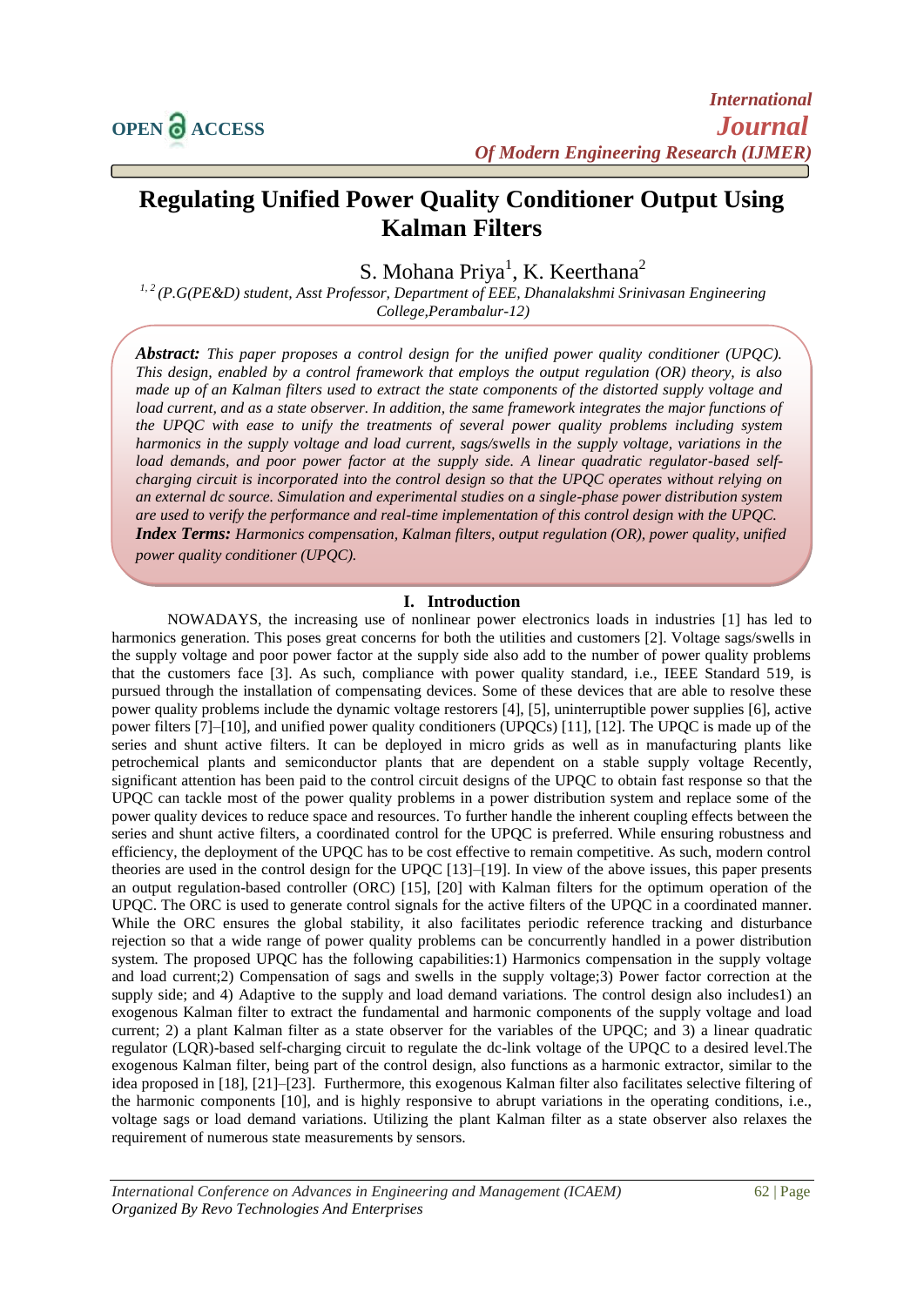# Regulating Unified Power Quality Conditioner Output Using Kalman Filters

S. Mohana Priya[1], K. Keerthana[2]

[1, 2] *(P.G(PE&D) student, Asst Professor, Department of EEE, Dhanalakshmi Srinivasan Engineering College,Perambalur-12)*

***Abstract:*** *This paper proposes a control design for the unified power quality conditioner (UPQC). This design, enabled by a control framework that employs the output regulation (OR) theory, is also made up of an Kalman filters used to extract the state components of the distorted supply voltage and load current, and as a state observer. In addition, the same framework integrates the major functions of the UPQC with ease to unify the treatments of several power quality problems including system harmonics in the supply voltage and load current, sags/swells in the supply voltage, variations in the load demands, and poor power factor at the supply side. A linear quadratic regulator-based self-charging circuit is incorporated into the control design so that the UPQC operates without relying on an external dc source. Simulation and experimental studies on a single-phase power distribution system are used to verify the performance and real-time implementation of this control design with the UPQC.*

***Index Terms:*** *Harmonics compensation, Kalman filters, output regulation (OR), power quality, unified power quality conditioner (UPQC).*

## I. Introduction

NOWADAYS, the increasing use of nonlinear power electronics loads in industries [1] has led to harmonics generation. This poses great concerns for both the utilities and customers [2]. Voltage sags/swells in the supply voltage and poor power factor at the supply side also add to the number of power quality problems that the customers face [3]. As such, compliance with power quality standard, i.e., IEEE Standard 519, is pursued through the installation of compensating devices. Some of these devices that are able to resolve these power quality problems include the dynamic voltage restorers [4], [5], uninterruptible power supplies [6], active power filters [7]–[10], and unified power quality conditioners (UPQCs) [11], [12]. The UPQC is made up of the series and shunt active filters. It can be deployed in micro grids as well as in manufacturing plants like petrochemical plants and semiconductor plants that are dependent on a stable supply voltage Recently, significant attention has been paid to the control circuit designs of the UPQC to obtain fast response so that the UPQC can tackle most of the power quality problems in a power distribution system and replace some of the power quality devices to reduce space and resources. To further handle the inherent coupling effects between the series and shunt active filters, a coordinated control for the UPQC is preferred. While ensuring robustness and efficiency, the deployment of the UPQC has to be cost effective to remain competitive. As such, modern control theories are used in the control design for the UPQC [13]–[19]. In view of the above issues, this paper presents an output regulation-based controller (ORC) [15], [20] with Kalman filters for the optimum operation of the UPQC. The ORC is used to generate control signals for the active filters of the UPQC in a coordinated manner. While the ORC ensures the global stability, it also facilitates periodic reference tracking and disturbance rejection so that a wide range of power quality problems can be concurrently handled in a power distribution system. The proposed UPQC has the following capabilities:1) Harmonics compensation in the supply voltage and load current;2) Compensation of sags and swells in the supply voltage;3) Power factor correction at the supply side; and 4) Adaptive to the supply and load demand variations. The control design also includes1) an exogenous Kalman filter to extract the fundamental and harmonic components of the supply voltage and load current; 2) a plant Kalman filter as a state observer for the variables of the UPQC; and 3) a linear quadratic regulator (LQR)-based self-charging circuit to regulate the dc-link voltage of the UPQC to a desired level.The exogenous Kalman filter, being part of the control design, also functions as a harmonic extractor, similar to the idea proposed in [18], [21]–[23]. Furthermore, this exogenous Kalman filter also facilitates selective filtering of the harmonic components [10], and is highly responsive to abrupt variations in the operating conditions, i.e., voltage sags or load demand variations. Utilizing the plant Kalman filter as a state observer also relaxes the requirement of numerous state measurements by sensors.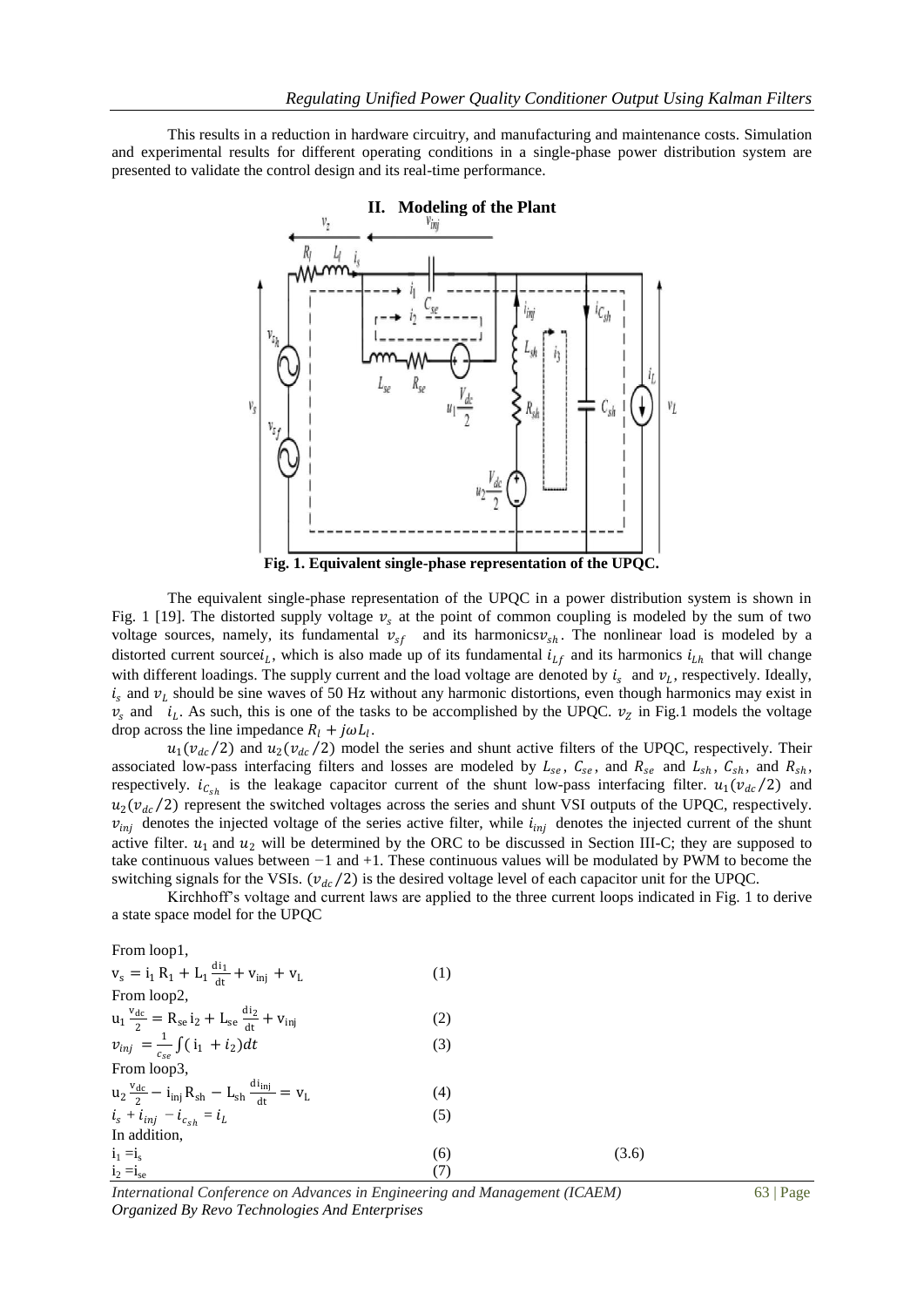This results in a reduction in hardware circuitry, and manufacturing and maintenance costs. Simulation and experimental results for different operating conditions in a single-phase power distribution system are presented to validate the control design and its real-time performance.

## II. Modeling of the Plant

Fig. 1. Equivalent single-phase representation of the UPQC.

The equivalent single-phase representation of the UPQC in a power distribution system is shown in Fig. 1 [19]. The distorted supply voltage $v_s$ at the point of common coupling is modeled by the sum of two voltage sources, namely, its fundamental $v_{sf}$ and its harmonics $v_{sh}$. The nonlinear load is modeled by a distorted current source $i_L$, which is also made up of its fundamental $i_{Lf}$ and its harmonics $i_{Lh}$ that will change with different loadings. The supply current and the load voltage are denoted by $i_s$ and $v_L$, respectively. Ideally, $i_s$ and $v_L$ should be sine waves of 50 Hz without any harmonic distortions, even though harmonics may exist in $v_s$ and $i_L$. As such, this is one of the tasks to be accomplished by the UPQC. $v_Z$ in Fig.1 models the voltage drop across the line impedance $R_l + j\omega L_l$.

$u_1(v_{dc}/2)$ and $u_2(v_{dc}/2)$ model the series and shunt active filters of the UPQC, respectively. Their associated low-pass interfacing filters and losses are modeled by $L_{se}$, $C_{se}$, and $R_{se}$ and $L_{sh}$, $C_{sh}$, and $R_{sh}$, respectively. $i_{C_{sh}}$ is the leakage capacitor current of the shunt low-pass interfacing filter. $u_1(v_{dc}/2)$ and $u_2(v_{dc}/2)$ represent the switched voltages across the series and shunt VSI outputs of the UPQC, respectively. $v_{inj}$ denotes the injected voltage of the series active filter, while $i_{inj}$ denotes the injected current of the shunt active filter. $u_1$ and $u_2$ will be determined by the ORC to be discussed in Section III-C; they are supposed to take continuous values between −1 and +1. These continuous values will be modulated by PWM to become the switching signals for the VSIs. $(v_{dc}/2)$ is the desired voltage level of each capacitor unit for the UPQC.

Kirchhoff's voltage and current laws are applied to the three current loops indicated in Fig. 1 to derive a state space model for the UPQC

From loop1,

$$v_s = i_1 R_1 + L_1 \frac{di_1}{dt} + v_{inj} + v_L \quad (1)$$

From loop2,

$$u_1 \frac{v_{dc}}{2} = R_{se} i_2 + L_{se} \frac{di_2}{dt} + v_{inj} \quad (2)$$

$$v_{inj} = \frac{1}{c_{se}} \int (i_1 + i_2) dt \quad (3)$$

From loop3,

$$u_2 \frac{v_{dc}}{2} - i_{inj} R_{sh} - L_{sh} \frac{di_{inj}}{dt} = v_L \quad (4)$$

$$i_s + i_{inj} - i_{c_{sh}} = i_L \quad (5)$$

In addition,

$$i_1 = i_s \quad (6) \quad (3.6)$$

$$i_2 = i_{se} \quad (7)$$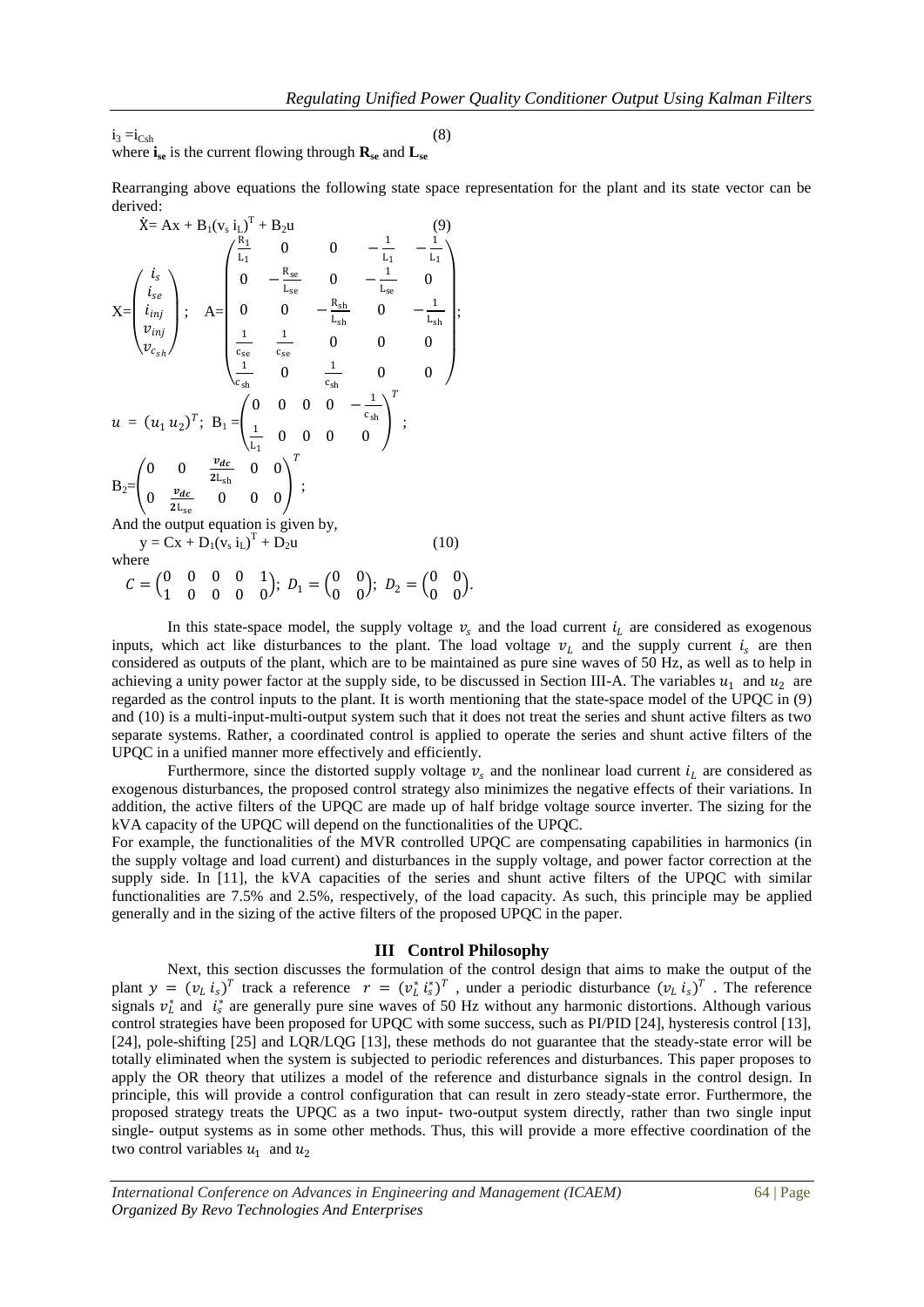$$i_3 = i_{Csh} \qquad (8)$$

where $\mathbf{i_{se}}$ is the current flowing through $\mathbf{R_{se}}$ and $\mathbf{L_{se}}$

Rearranging above equations the following state space representation for the plant and its state vector can be derived:

$$\dot{X} = Ax + B_1(v_s\ i_L)^T + B_2u \qquad (9)$$

$$X=\begin{pmatrix} i_s \\ i_{se} \\ i_{inj} \\ v_{inj} \\ v_{c_{sh}} \end{pmatrix};\quad A=\begin{pmatrix} \frac{R_1}{L_1} & 0 & 0 & -\frac{1}{L_1} & -\frac{1}{L_1} \\ 0 & -\frac{R_{se}}{L_{se}} & 0 & -\frac{1}{L_{se}} & 0 \\ 0 & 0 & -\frac{R_{sh}}{L_{sh}} & 0 & -\frac{1}{L_{sh}} \\ \frac{1}{c_{se}} & \frac{1}{c_{se}} & 0 & 0 & 0 \\ \frac{1}{c_{sh}} & 0 & \frac{1}{c_{sh}} & 0 & 0 \end{pmatrix};$$

$$u = (u_1\ u_2)^T;\quad B_1=\begin{pmatrix} 0 & 0 & 0 & 0 & -\frac{1}{c_{sh}} \\ \frac{1}{L_1} & 0 & 0 & 0 & 0 \end{pmatrix}^T;$$

$$B_2=\begin{pmatrix} 0 & 0 & \frac{v_{dc}}{2L_{sh}} & 0 & 0 \\ 0 & \frac{v_{dc}}{2L_{se}} & 0 & 0 & 0 \end{pmatrix}^T;$$

And the output equation is given by,

$$y = Cx + D_1(v_s\ i_L)^T + D_2u \qquad (10)$$

where

$$C = \begin{pmatrix} 0 & 0 & 0 & 0 & 1 \\ 1 & 0 & 0 & 0 & 0 \end{pmatrix};\ D_1 = \begin{pmatrix} 0 & 0 \\ 0 & 0 \end{pmatrix};\ D_2 = \begin{pmatrix} 0 & 0 \\ 0 & 0 \end{pmatrix}.$$

In this state-space model, the supply voltage $v_s$ and the load current $i_L$ are considered as exogenous inputs, which act like disturbances to the plant. The load voltage $v_L$ and the supply current $i_s$ are then considered as outputs of the plant, which are to be maintained as pure sine waves of 50 Hz, as well as to help in achieving a unity power factor at the supply side, to be discussed in Section III-A. The variables $u_1$ and $u_2$ are regarded as the control inputs to the plant. It is worth mentioning that the state-space model of the UPQC in (9) and (10) is a multi-input-multi-output system such that it does not treat the series and shunt active filters as two separate systems. Rather, a coordinated control is applied to operate the series and shunt active filters of the UPQC in a unified manner more effectively and efficiently.

Furthermore, since the distorted supply voltage $v_s$ and the nonlinear load current $i_L$ are considered as exogenous disturbances, the proposed control strategy also minimizes the negative effects of their variations. In addition, the active filters of the UPQC are made up of half bridge voltage source inverter. The sizing for the kVA capacity of the UPQC will depend on the functionalities of the UPQC.

For example, the functionalities of the MVR controlled UPQC are compensating capabilities in harmonics (in the supply voltage and load current) and disturbances in the supply voltage, and power factor correction at the supply side. In [11], the kVA capacities of the series and shunt active filters of the UPQC with similar functionalities are 7.5% and 2.5%, respectively, of the load capacity. As such, this principle may be applied generally and in the sizing of the active filters of the proposed UPQC in the paper.

## III Control Philosophy

Next, this section discusses the formulation of the control design that aims to make the output of the plant $y = (v_L\ i_s)^T$ track a reference $r = (v_L^*\ i_s^*)^T$, under a periodic disturbance $(v_L\ i_s)^T$. The reference signals $v_L^*$ and $i_s^*$ are generally pure sine waves of 50 Hz without any harmonic distortions. Although various control strategies have been proposed for UPQC with some success, such as PI/PID [24], hysteresis control [13], [24], pole-shifting [25] and LQR/LQG [13], these methods do not guarantee that the steady-state error will be totally eliminated when the system is subjected to periodic references and disturbances. This paper proposes to apply the OR theory that utilizes a model of the reference and disturbance signals in the control design. In principle, this will provide a control configuration that can result in zero steady-state error. Furthermore, the proposed strategy treats the UPQC as a two input- two-output system directly, rather than two single input single- output systems as in some other methods. Thus, this will provide a more effective coordination of the two control variables $u_1$ and $u_2$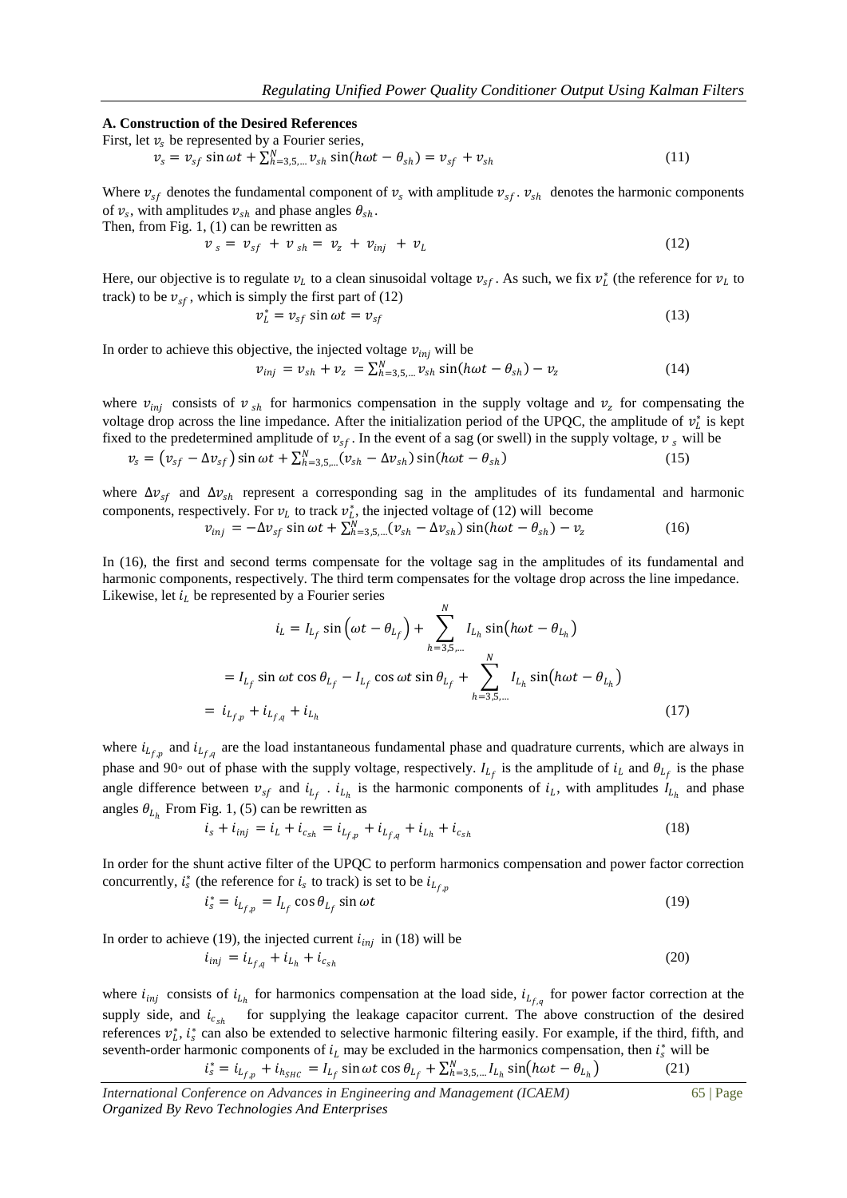### A. Construction of the Desired References

First, let $v_s$ be represented by a Fourier series,

$$v_s = v_{sf} \sin \omega t + \sum_{h=3,5,\dots}^{N} v_{sh} \sin(h\omega t - \theta_{sh}) = v_{sf} + v_{sh} \tag{11}$$

Where $v_{sf}$ denotes the fundamental component of $v_s$ with amplitude $v_{sf}$. $v_{sh}$ denotes the harmonic components of $v_s$, with amplitudes $v_{sh}$ and phase angles $\theta_{sh}$.

Then, from Fig. 1, (1) can be rewritten as

$$v_s = v_{sf} + v_{sh} = v_z + v_{inj} + v_L \tag{12}$$

Here, our objective is to regulate $v_L$ to a clean sinusoidal voltage $v_{sf}$. As such, we fix $v_L^*$ (the reference for $v_L$ to track) to be $v_{sf}$, which is simply the first part of (12)

$$v_L^* = v_{sf} \sin \omega t = v_{sf} \tag{13}$$

In order to achieve this objective, the injected voltage $v_{inj}$ will be

$$v_{inj} = v_{sh} + v_z = \sum_{h=3,5,\dots}^{N} v_{sh} \sin(h\omega t - \theta_{sh}) - v_z \tag{14}$$

where $v_{inj}$ consists of $v_{sh}$ for harmonics compensation in the supply voltage and $v_z$ for compensating the voltage drop across the line impedance. After the initialization period of the UPQC, the amplitude of $v_L^*$ is kept fixed to the predetermined amplitude of $v_{sf}$. In the event of a sag (or swell) in the supply voltage, $v_s$ will be

$$v_s = \left(v_{sf} - \Delta v_{sf}\right) \sin \omega t + \sum_{h=3,5,\dots}^{N} (v_{sh} - \Delta v_{sh}) \sin(h\omega t - \theta_{sh}) \tag{15}$$

where $\Delta v_{sf}$ and $\Delta v_{sh}$ represent a corresponding sag in the amplitudes of its fundamental and harmonic components, respectively. For $v_L$ to track $v_L^*$, the injected voltage of (12) will become

$$v_{inj} = -\Delta v_{sf} \sin \omega t + \sum_{h=3,5,\dots}^{N} (v_{sh} - \Delta v_{sh}) \sin(h\omega t - \theta_{sh}) - v_z \tag{16}$$

In (16), the first and second terms compensate for the voltage sag in the amplitudes of its fundamental and harmonic components, respectively. The third term compensates for the voltage drop across the line impedance.

Likewise, let $i_L$ be represented by a Fourier series

$$\begin{aligned} i_L &= I_{L_f} \sin\left(\omega t - \theta_{L_f}\right) + \sum_{h=3,5,\dots}^{N} I_{L_h} \sin\left(h\omega t - \theta_{L_h}\right) \\ &= I_{L_f} \sin \omega t \cos \theta_{L_f} - I_{L_f} \cos \omega t \sin \theta_{L_f} + \sum_{h=3,5,\dots}^{N} I_{L_h} \sin\left(h\omega t - \theta_{L_h}\right) \\ &= i_{L_{f,p}} + i_{L_{f,q}} + i_{L_h} \end{aligned} \tag{17}$$

where $i_{L_{f,p}}$ and $i_{L_{f,q}}$ are the load instantaneous fundamental phase and quadrature currents, which are always in phase and 90◦ out of phase with the supply voltage, respectively. $I_{L_f}$ is the amplitude of $i_L$ and $\theta_{L_f}$ is the phase angle difference between $v_{sf}$ and $i_{L_f}$ . $i_{L_h}$ is the harmonic components of $i_L$, with amplitudes $I_{L_h}$ and phase angles $\theta_{L_h}$ From Fig. 1, (5) can be rewritten as

$$i_s + i_{inj} = i_L + i_{c_{sh}} = i_{L_{f,p}} + i_{L_{f,q}} + i_{L_h} + i_{c_{sh}} \tag{18}$$

In order for the shunt active filter of the UPQC to perform harmonics compensation and power factor correction concurrently, $i_s^*$ (the reference for $i_s$ to track) is set to be $i_{L_{f,p}}$

$$i_s^* = i_{L_{f,p}} = I_{L_f} \cos \theta_{L_f} \sin \omega t \tag{19}$$

In order to achieve (19), the injected current $i_{inj}$ in (18) will be

$$i_{inj} = i_{L_{f,q}} + i_{L_h} + i_{c_{sh}} \tag{20}$$

where $i_{inj}$ consists of $i_{L_h}$ for harmonics compensation at the load side, $i_{L_{f,q}}$ for power factor correction at the supply side, and $i_{c_{sh}}$ for supplying the leakage capacitor current. The above construction of the desired references $v_L^*$, $i_s^*$ can also be extended to selective harmonic filtering easily. For example, if the third, fifth, and seventh-order harmonic components of $i_L$ may be excluded in the harmonics compensation, then $i_s^*$ will be

$$i_s^* = i_{L_{f,p}} + i_{h_{SHC}} = I_{L_f} \sin \omega t \cos \theta_{L_f} + \sum_{h=3,5,\dots}^{N} I_{L_h} \sin\left(h\omega t - \theta_{L_h}\right) \tag{21}$$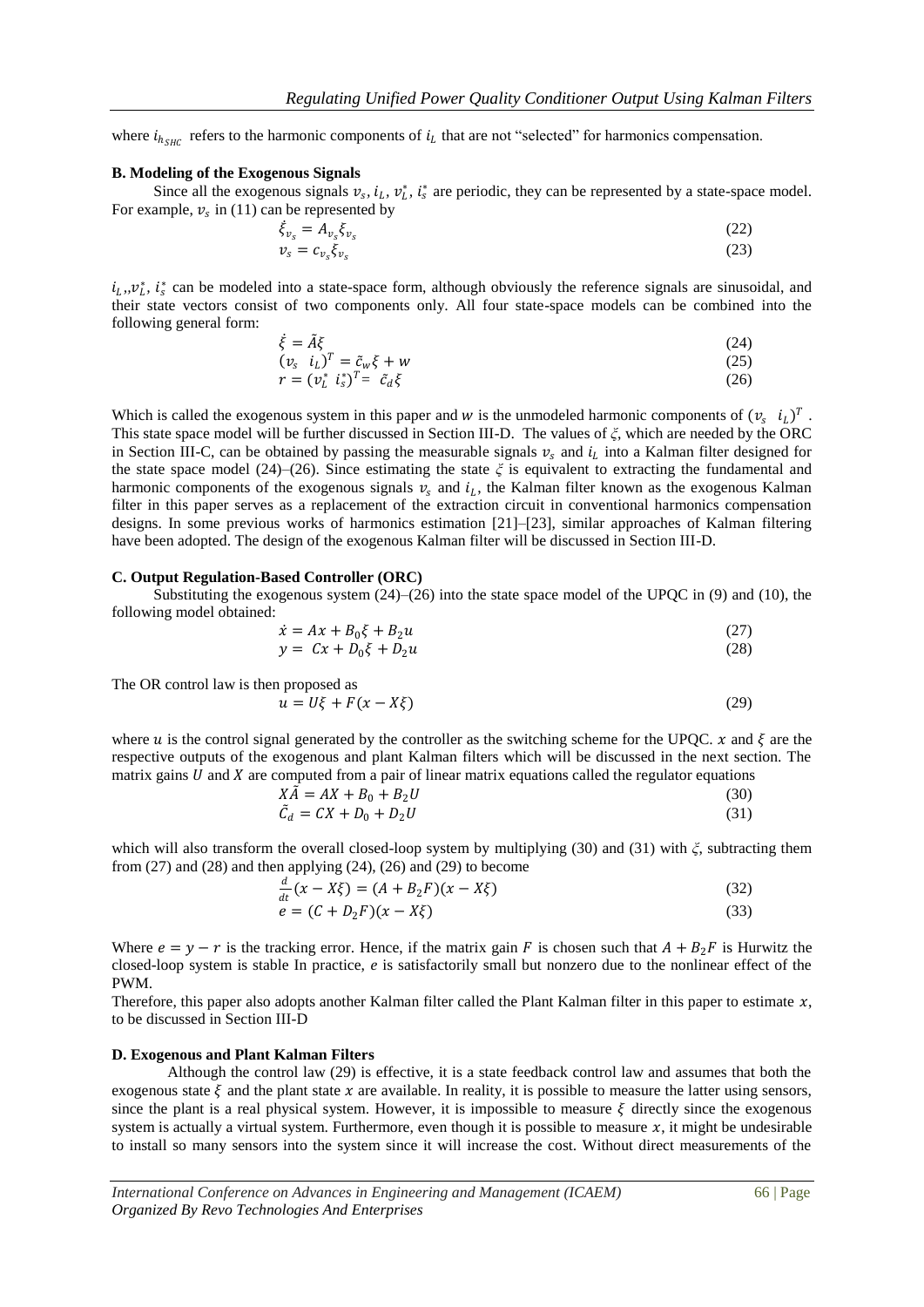where $i_{h_{SHC}}$ refers to the harmonic components of $i_L$ that are not "selected" for harmonics compensation.

### B. Modeling of the Exogenous Signals

Since all the exogenous signals $v_s$, $i_L$, $v_L^*$, $i_s^*$ are periodic, they can be represented by a state-space model. For example, $v_s$ in (11) can be represented by

$$\dot{\xi}_{v_s} = A_{v_s}\xi_{v_s} \tag{22}$$

$$v_s = c_{v_s}\xi_{v_s} \tag{23}$$

$i_L$,,$v_L^*$, $i_s^*$ can be modeled into a state-space form, although obviously the reference signals are sinusoidal, and their state vectors consist of two components only. All four state-space models can be combined into the following general form:

$$\dot{\xi} = \tilde{A}\xi \tag{24}$$

$$(v_s \;\; i_L)^T = \tilde{c}_w\xi + w \tag{25}$$

$$r = (v_L^* \;\; i_s^*)^T = \tilde{c}_d\xi \tag{26}$$

Which is called the exogenous system in this paper and $w$ is the unmodeled harmonic components of $(v_s \;\; i_L)^T$. This state space model will be further discussed in Section III-D. The values of $\xi$, which are needed by the ORC in Section III-C, can be obtained by passing the measurable signals $v_s$ and $i_L$ into a Kalman filter designed for the state space model (24)–(26). Since estimating the state $\xi$ is equivalent to extracting the fundamental and harmonic components of the exogenous signals $v_s$ and $i_L$, the Kalman filter known as the exogenous Kalman filter in this paper serves as a replacement of the extraction circuit in conventional harmonics compensation designs. In some previous works of harmonics estimation [21]–[23], similar approaches of Kalman filtering have been adopted. The design of the exogenous Kalman filter will be discussed in Section III-D.

### C. Output Regulation-Based Controller (ORC)

Substituting the exogenous system (24)–(26) into the state space model of the UPQC in (9) and (10), the following model obtained:

$$\dot{x} = Ax + B_0\xi + B_2u \tag{27}$$

$$y = Cx + D_0\xi + D_2u \tag{28}$$

The OR control law is then proposed as

$$u = U\xi + F(x - X\xi) \tag{29}$$

where $u$ is the control signal generated by the controller as the switching scheme for the UPQC. $x$ and $\xi$ are the respective outputs of the exogenous and plant Kalman filters which will be discussed in the next section. The matrix gains $U$ and $X$ are computed from a pair of linear matrix equations called the regulator equations

$$X\tilde{A} = AX + B_0 + B_2U \tag{30}$$

$$\tilde{C}_d = CX + D_0 + D_2U \tag{31}$$

which will also transform the overall closed-loop system by multiplying (30) and (31) with $\xi$, subtracting them from (27) and (28) and then applying (24), (26) and (29) to become

$$\frac{d}{dt}(x - X\xi) = (A + B_2F)(x - X\xi) \tag{32}$$

$$e = (C + D_2F)(x - X\xi) \tag{33}$$

Where $e = y - r$ is the tracking error. Hence, if the matrix gain $F$ is chosen such that $A + B_2F$ is Hurwitz the closed-loop system is stable In practice, $e$ is satisfactorily small but nonzero due to the nonlinear effect of the PWM.

Therefore, this paper also adopts another Kalman filter called the Plant Kalman filter in this paper to estimate $x$, to be discussed in Section III-D

### D. Exogenous and Plant Kalman Filters

Although the control law (29) is effective, it is a state feedback control law and assumes that both the exogenous state $\xi$ and the plant state $x$ are available. In reality, it is possible to measure the latter using sensors, since the plant is a real physical system. However, it is impossible to measure $\xi$ directly since the exogenous system is actually a virtual system. Furthermore, even though it is possible to measure $x$, it might be undesirable to install so many sensors into the system since it will increase the cost. Without direct measurements of the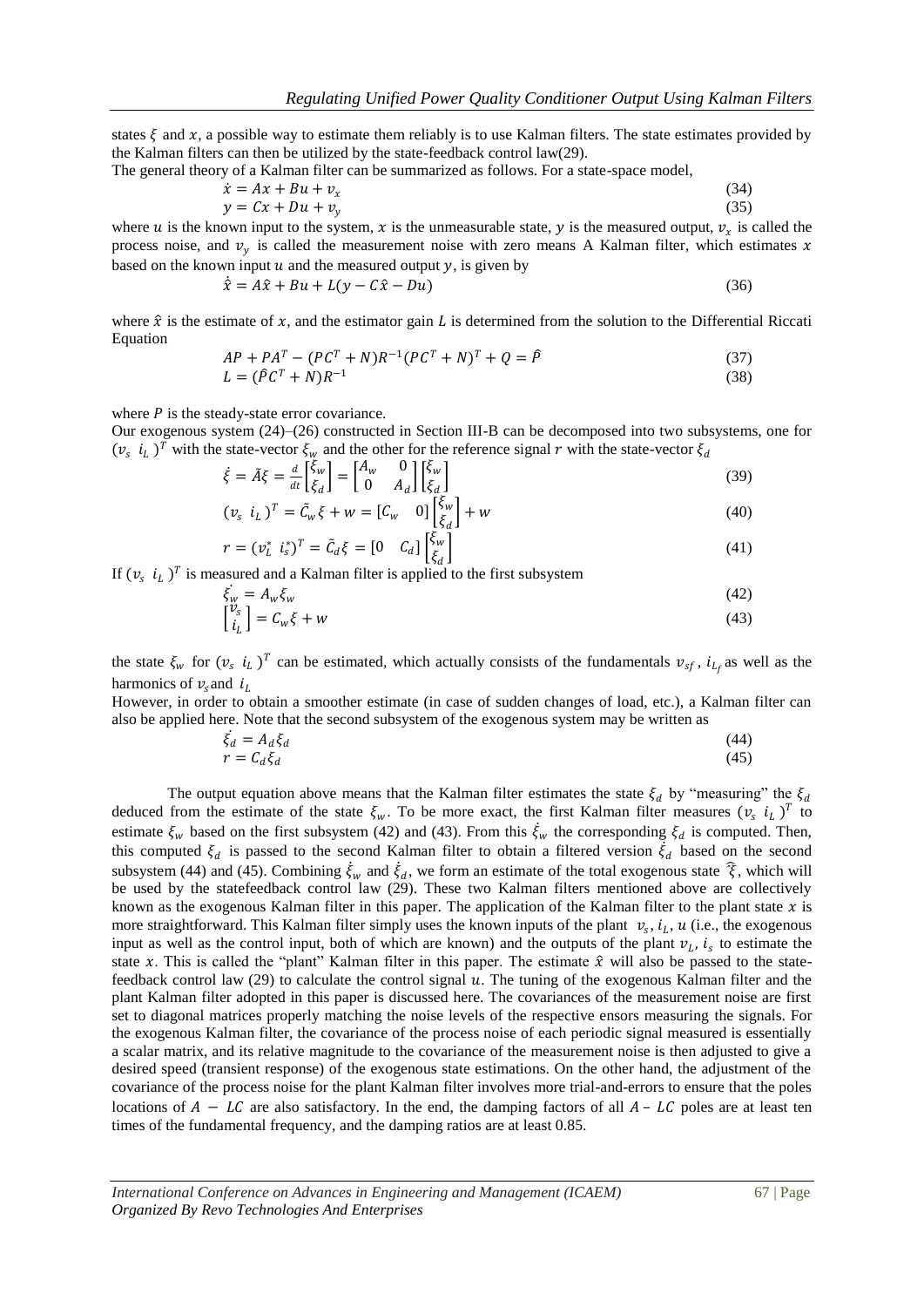states $\xi$ and $x$, a possible way to estimate them reliably is to use Kalman filters. The state estimates provided by the Kalman filters can then be utilized by the state-feedback control law(29).

The general theory of a Kalman filter can be summarized as follows. For a state-space model,

$$\dot{x} = Ax + Bu + v_x \tag{34}$$

$$y = Cx + Du + v_y \tag{35}$$

where $u$ is the known input to the system, $x$ is the unmeasurable state, $y$ is the measured output, $v_x$ is called the process noise, and $v_y$ is called the measurement noise with zero means A Kalman filter, which estimates $x$ based on the known input $u$ and the measured output $y$, is given by

$$\dot{\hat{x}} = A\hat{x} + Bu + L(y - C\hat{x} - Du) \tag{36}$$

where $\hat{x}$ is the estimate of $x$, and the estimator gain $L$ is determined from the solution to the Differential Riccati Equation

$$AP + PA^T - (PC^T + N)R^{-1}(PC^T + N)^T + Q = \hat{P} \tag{37}$$

$$L = (\hat{P}C^T + N)R^{-1} \tag{38}$$

where $P$ is the steady-state error covariance.

Our exogenous system (24)–(26) constructed in Section III-B can be decomposed into two subsystems, one for $(v_s \ \ i_L)^T$ with the state-vector $\xi_w$ and the other for the reference signal $r$ with the state-vector $\xi_d$

$$\dot{\xi} = \tilde{A}\xi = \frac{d}{dt}\begin{bmatrix}\xi_w \\ \xi_d\end{bmatrix} = \begin{bmatrix}A_w & 0 \\ 0 & A_d\end{bmatrix}\begin{bmatrix}\xi_w \\ \xi_d\end{bmatrix} \tag{39}$$

$$(v_s \ \ i_L)^T = \tilde{C}_w\xi + w = \begin{bmatrix}C_w & 0\end{bmatrix}\begin{bmatrix}\xi_w \\ \xi_d\end{bmatrix} + w \tag{40}$$

$$r = (v_L^* \ \ i_s^*)^T = \tilde{C}_d\xi = \begin{bmatrix}0 & C_d\end{bmatrix}\begin{bmatrix}\xi_w \\ \xi_d\end{bmatrix} \tag{41}$$

If $(v_s \ \ i_L)^T$ is measured and a Kalman filter is applied to the first subsystem

$$\dot{\xi_w} = A_w\xi_w \tag{42}$$

$$\begin{bmatrix}v_s \\ i_L\end{bmatrix} = C_w\xi + w \tag{43}$$

the state $\xi_w$ for $(v_s \ \ i_L)^T$ can be estimated, which actually consists of the fundamentals $v_{sf}$, $i_{L_f}$ as well as the harmonics of $v_s$ and $i_L$

However, in order to obtain a smoother estimate (in case of sudden changes of load, etc.), a Kalman filter can also be applied here. Note that the second subsystem of the exogenous system may be written as

$$\dot{\xi_d} = A_d\xi_d \tag{44}$$

$$r = C_d\xi_d \tag{45}$$

The output equation above means that the Kalman filter estimates the state $\xi_d$ by "measuring" the $\xi_d$ deduced from the estimate of the state $\xi_w$. To be more exact, the first Kalman filter measures $(v_s \ \ i_L)^T$ to estimate $\xi_w$ based on the first subsystem (42) and (43). From this $\dot{\xi}_w$ the corresponding $\xi_d$ is computed. Then, this computed $\xi_d$ is passed to the second Kalman filter to obtain a filtered version $\dot{\xi}_d$ based on the second subsystem (44) and (45). Combining $\dot{\xi}_w$ and $\dot{\xi}_d$, we form an estimate of the total exogenous state $\hat{\xi}$, which will be used by the statefeedback control law (29). These two Kalman filters mentioned above are collectively known as the exogenous Kalman filter in this paper. The application of the Kalman filter to the plant state $x$ is more straightforward. This Kalman filter simply uses the known inputs of the plant $v_s$, $i_L$, $u$ (i.e., the exogenous input as well as the control input, both of which are known) and the outputs of the plant $v_L$, $i_s$ to estimate the state $x$. This is called the "plant" Kalman filter in this paper. The estimate $\hat{x}$ will also be passed to the state-feedback control law (29) to calculate the control signal $u$. The tuning of the exogenous Kalman filter and the plant Kalman filter adopted in this paper is discussed here. The covariances of the measurement noise are first set to diagonal matrices properly matching the noise levels of the respective ensors measuring the signals. For the exogenous Kalman filter, the covariance of the process noise of each periodic signal measured is essentially a scalar matrix, and its relative magnitude to the covariance of the measurement noise is then adjusted to give a desired speed (transient response) of the exogenous state estimations. On the other hand, the adjustment of the covariance of the process noise for the plant Kalman filter involves more trial-and-errors to ensure that the poles locations of $A - LC$ are also satisfactory. In the end, the damping factors of all $A - LC$ poles are at least ten times of the fundamental frequency, and the damping ratios are at least 0.85.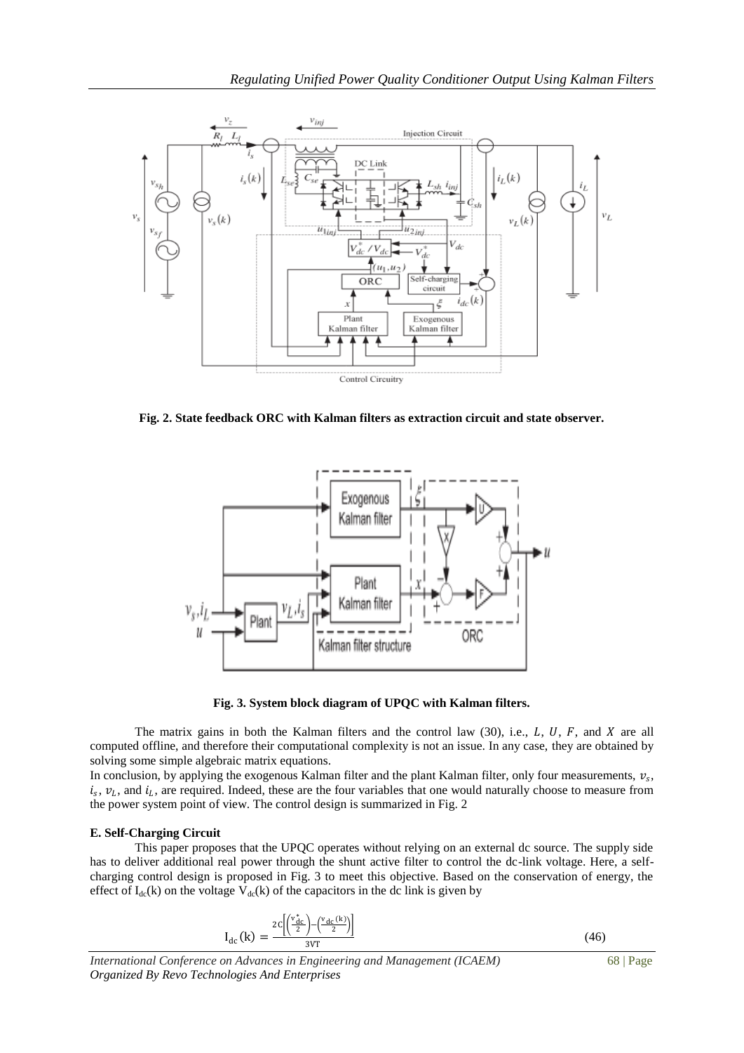Fig. 2. State feedback ORC with Kalman filters as extraction circuit and state observer.

Fig. 3. System block diagram of UPQC with Kalman filters.

The matrix gains in both the Kalman filters and the control law (30), i.e., $L$, $U$, $F$, and $X$ are all computed offline, and therefore their computational complexity is not an issue. In any case, they are obtained by solving some simple algebraic matrix equations.

In conclusion, by applying the exogenous Kalman filter and the plant Kalman filter, only four measurements, $v_s$, $i_s$, $v_L$, and $i_L$, are required. Indeed, these are the four variables that one would naturally choose to measure from the power system point of view. The control design is summarized in Fig. 2

**E. Self-Charging Circuit**

This paper proposes that the UPQC operates without relying on an external dc source. The supply side has to deliver additional real power through the shunt active filter to control the dc-link voltage. Here, a self-charging control design is proposed in Fig. 3 to meet this objective. Based on the conservation of energy, the effect of $I_{dc}(k)$ on the voltage $V_{dc}(k)$ of the capacitors in the dc link is given by

$$I_{dc}(k) = \frac{2C\left[\left(\frac{v_{dc}^{*}}{2}\right)-\left(\frac{v_{dc}(k)}{2}\right)\right]}{3VT} \tag{46}$$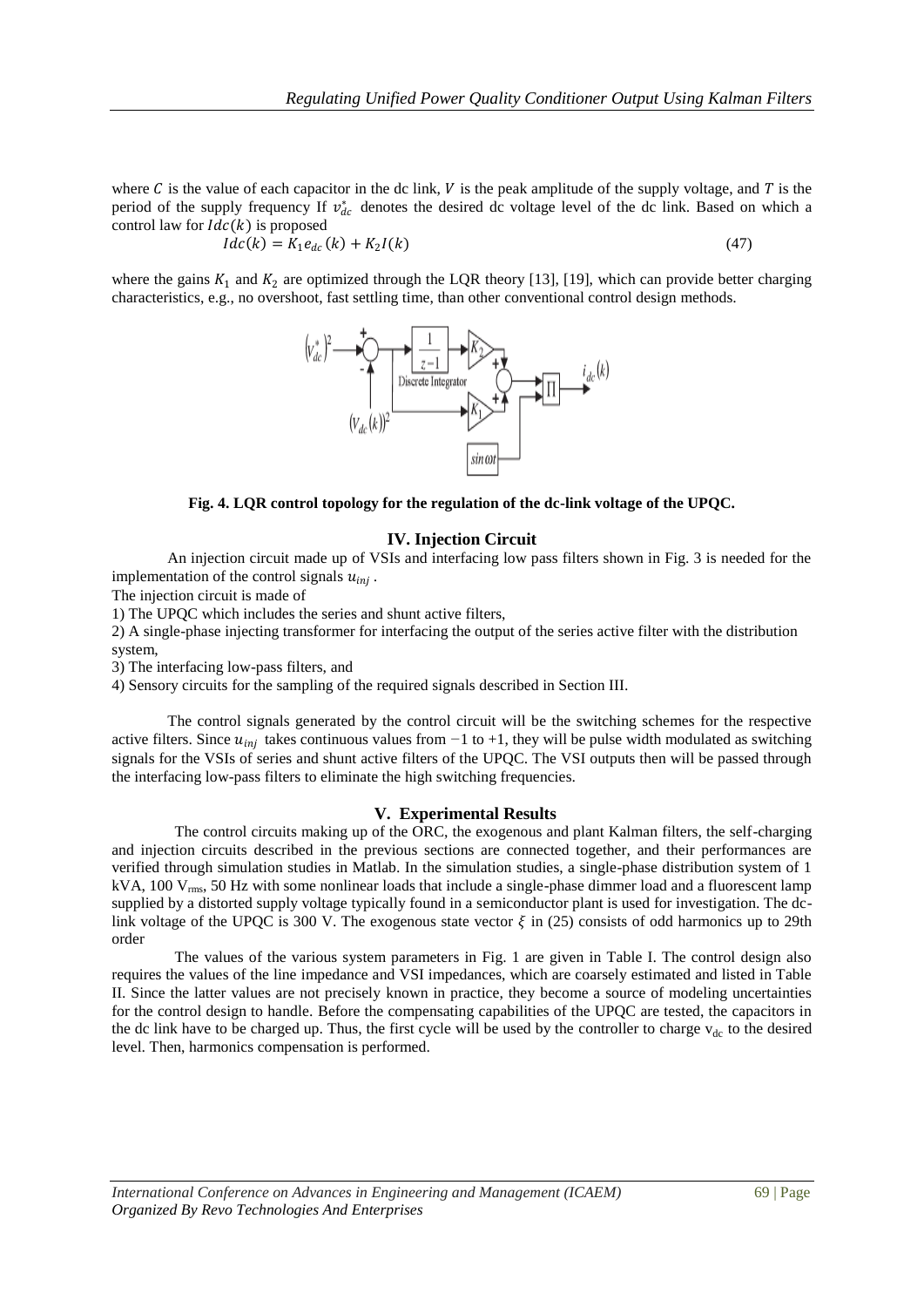where $C$ is the value of each capacitor in the dc link, $V$ is the peak amplitude of the supply voltage, and $T$ is the period of the supply frequency If $v_{dc}^{*}$ denotes the desired dc voltage level of the dc link. Based on which a control law for $Idc(k)$ is proposed

$$Idc(k) = K_1 e_{dc}(k) + K_2 I(k) \tag{47}$$

where the gains $K_1$ and $K_2$ are optimized through the LQR theory [13], [19], which can provide better charging characteristics, e.g., no overshoot, fast settling time, than other conventional control design methods.

**Fig. 4. LQR control topology for the regulation of the dc-link voltage of the UPQC.**

## IV. Injection Circuit

An injection circuit made up of VSIs and interfacing low pass filters shown in Fig. 3 is needed for the implementation of the control signals $u_{inj}$.

The injection circuit is made of

1) The UPQC which includes the series and shunt active filters,
2) A single-phase injecting transformer for interfacing the output of the series active filter with the distribution system,
3) The interfacing low-pass filters, and
4) Sensory circuits for the sampling of the required signals described in Section III.

The control signals generated by the control circuit will be the switching schemes for the respective active filters. Since $u_{inj}$ takes continuous values from −1 to +1, they will be pulse width modulated as switching signals for the VSIs of series and shunt active filters of the UPQC. The VSI outputs then will be passed through the interfacing low-pass filters to eliminate the high switching frequencies.

## V. Experimental Results

The control circuits making up of the ORC, the exogenous and plant Kalman filters, the self-charging and injection circuits described in the previous sections are connected together, and their performances are verified through simulation studies in Matlab. In the simulation studies, a single-phase distribution system of 1 kVA, 100 $V_{rms}$, 50 Hz with some nonlinear loads that include a single-phase dimmer load and a fluorescent lamp supplied by a distorted supply voltage typically found in a semiconductor plant is used for investigation. The dc-link voltage of the UPQC is 300 V. The exogenous state vector $\xi$ in (25) consists of odd harmonics up to 29th order

The values of the various system parameters in Fig. 1 are given in Table I. The control design also requires the values of the line impedance and VSI impedances, which are coarsely estimated and listed in Table II. Since the latter values are not precisely known in practice, they become a source of modeling uncertainties for the control design to handle. Before the compensating capabilities of the UPQC are tested, the capacitors in the dc link have to be charged up. Thus, the first cycle will be used by the controller to charge $v_{dc}$ to the desired level. Then, harmonics compensation is performed.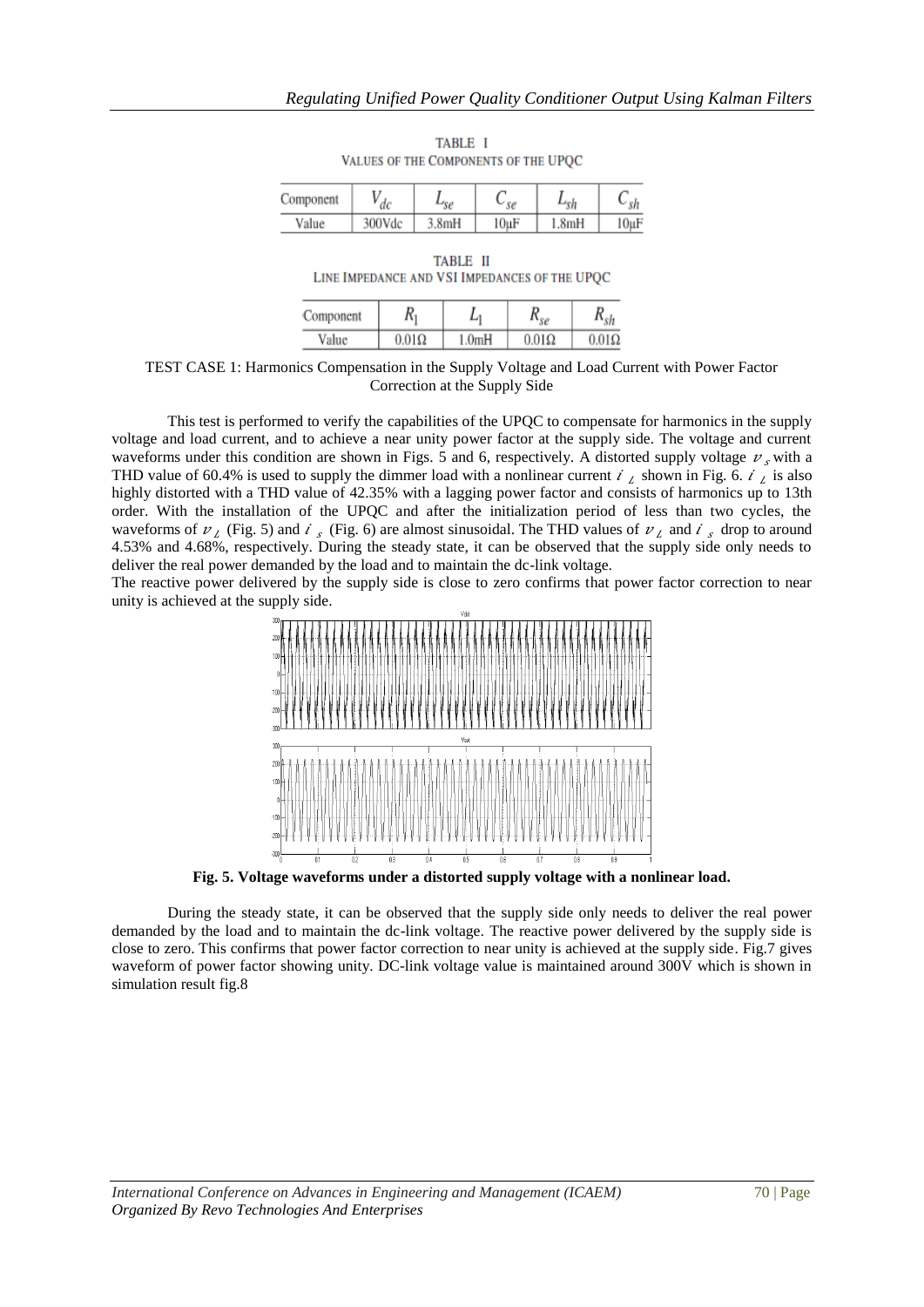TABLE I
VALUES OF THE COMPONENTS OF THE UPQC

| Component | $V_{dc}$ | $L_{se}$ | $C_{se}$ | $L_{sh}$ | $C_{sh}$ |
|---|---|---|---|---|---|
| Value | 300Vdc | 3.8mH | 10μF | 1.8mH | 10μF |

TABLE II
LINE IMPEDANCE AND VSI IMPEDANCES OF THE UPQC

| Component | $R_1$ | $L_1$ | $R_{se}$ | $R_{sh}$ |
|---|---|---|---|---|
| Value | 0.01Ω | 1.0mH | 0.01Ω | 0.01Ω |

TEST CASE 1: Harmonics Compensation in the Supply Voltage and Load Current with Power Factor Correction at the Supply Side

This test is performed to verify the capabilities of the UPQC to compensate for harmonics in the supply voltage and load current, and to achieve a near unity power factor at the supply side. The voltage and current waveforms under this condition are shown in Figs. 5 and 6, respectively. A distorted supply voltage $v_s$ with a THD value of 60.4% is used to supply the dimmer load with a nonlinear current $i_L$ shown in Fig. 6. $i_L$ is also highly distorted with a THD value of 42.35% with a lagging power factor and consists of harmonics up to 13th order. With the installation of the UPQC and after the initialization period of less than two cycles, the waveforms of $v_L$ (Fig. 5) and $i_s$ (Fig. 6) are almost sinusoidal. The THD values of $v_L$ and $i_s$ drop to around 4.53% and 4.68%, respectively. During the steady state, it can be observed that the supply side only needs to deliver the real power demanded by the load and to maintain the dc-link voltage.

The reactive power delivered by the supply side is close to zero confirms that power factor correction to near unity is achieved at the supply side.

**Fig. 5. Voltage waveforms under a distorted supply voltage with a nonlinear load.**

During the steady state, it can be observed that the supply side only needs to deliver the real power demanded by the load and to maintain the dc-link voltage. The reactive power delivered by the supply side is close to zero. This confirms that power factor correction to near unity is achieved at the supply side. Fig.7 gives waveform of power factor showing unity. DC-link voltage value is maintained around 300V which is shown in simulation result fig.8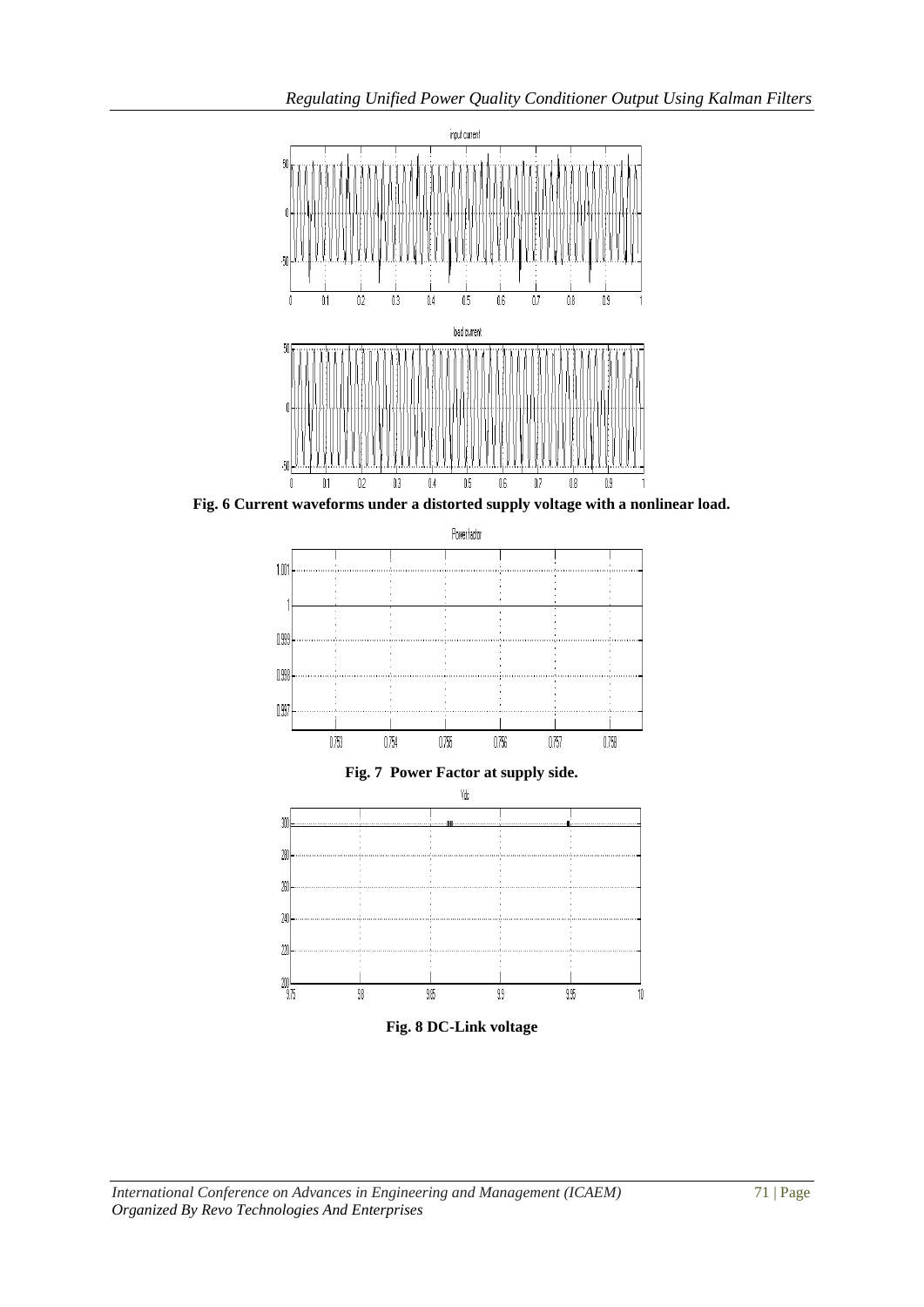**Fig. 6 Current waveforms under a distorted supply voltage with a nonlinear load.**

**Fig. 7 Power Factor at supply side.**

**Fig. 8 DC-Link voltage**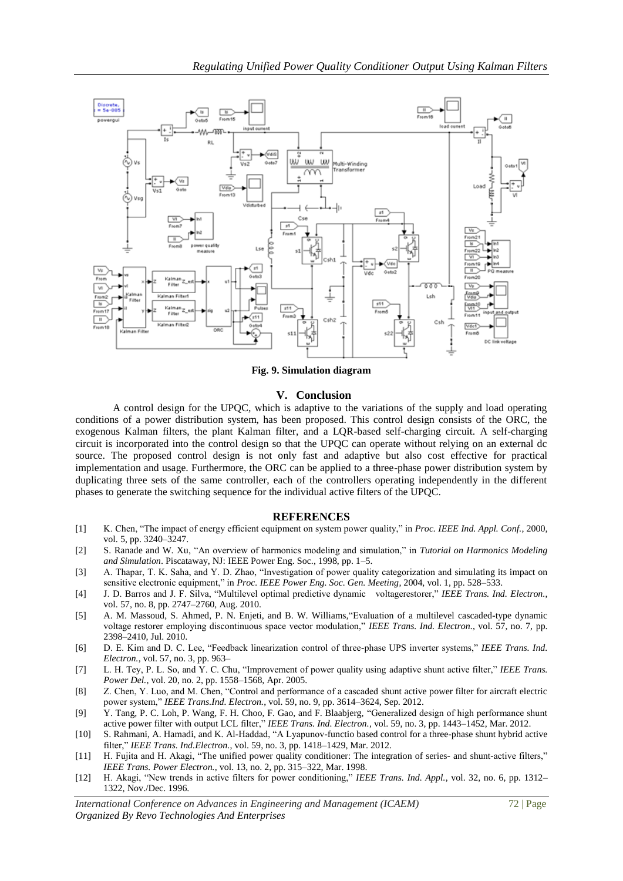**Fig. 9. Simulation diagram**

## V. Conclusion

A control design for the UPQC, which is adaptive to the variations of the supply and load operating conditions of a power distribution system, has been proposed. This control design consists of the ORC, the exogenous Kalman filters, the plant Kalman filter, and a LQR-based self-charging circuit. A self-charging circuit is incorporated into the control design so that the UPQC can operate without relying on an external dc source. The proposed control design is not only fast and adaptive but also cost effective for practical implementation and usage. Furthermore, the ORC can be applied to a three-phase power distribution system by duplicating three sets of the same controller, each of the controllers operating independently in the different phases to generate the switching sequence for the individual active filters of the UPQC.

## REFERENCES

[1] K. Chen, "The impact of energy efficient equipment on system power quality," in *Proc. IEEE Ind. Appl. Conf.*, 2000, vol. 5, pp. 3240–3247.

[2] S. Ranade and W. Xu, "An overview of harmonics modeling and simulation," in *Tutorial on Harmonics Modeling and Simulation*. Piscataway, NJ: IEEE Power Eng. Soc., 1998, pp. 1–5.

[3] A. Thapar, T. K. Saha, and Y. D. Zhao, "Investigation of power quality categorization and simulating its impact on sensitive electronic equipment," in *Proc. IEEE Power Eng. Soc. Gen. Meeting*, 2004, vol. 1, pp. 528–533.

[4] J. D. Barros and J. F. Silva, "Multilevel optimal predictive dynamic voltagerestorer," *IEEE Trans. Ind. Electron.*, vol. 57, no. 8, pp. 2747–2760, Aug. 2010.

[5] A. M. Massoud, S. Ahmed, P. N. Enjeti, and B. W. Williams,"Evaluation of a multilevel cascaded-type dynamic voltage restorer employing discontinuous space vector modulation," *IEEE Trans. Ind. Electron.*, vol. 57, no. 7, pp. 2398–2410, Jul. 2010.

[6] D. E. Kim and D. C. Lee, "Feedback linearization control of three-phase UPS inverter systems," *IEEE Trans. Ind. Electron.*, vol. 57, no. 3, pp. 963–

[7] L. H. Tey, P. L. So, and Y. C. Chu, "Improvement of power quality using adaptive shunt active filter," *IEEE Trans. Power Del.*, vol. 20, no. 2, pp. 1558–1568, Apr. 2005.

[8] Z. Chen, Y. Luo, and M. Chen, "Control and performance of a cascaded shunt active power filter for aircraft electric power system," *IEEE Trans.Ind. Electron.*, vol. 59, no. 9, pp. 3614–3624, Sep. 2012.

[9] Y. Tang, P. C. Loh, P. Wang, F. H. Choo, F. Gao, and F. Blaabjerg, "Generalized design of high performance shunt active power filter with output LCL filter," *IEEE Trans. Ind. Electron.*, vol. 59, no. 3, pp. 1443–1452, Mar. 2012.

[10] S. Rahmani, A. Hamadi, and K. Al-Haddad, "A Lyapunov-functio based control for a three-phase shunt hybrid active filter," *IEEE Trans. Ind.Electron.*, vol. 59, no. 3, pp. 1418–1429, Mar. 2012.

[11] H. Fujita and H. Akagi, "The unified power quality conditioner: The integration of series- and shunt-active filters," *IEEE Trans. Power Electron.*, vol. 13, no. 2, pp. 315–322, Mar. 1998.

[12] H. Akagi, "New trends in active filters for power conditioning," *IEEE Trans. Ind. Appl.*, vol. 32, no. 6, pp. 1312–1322, Nov./Dec. 1996.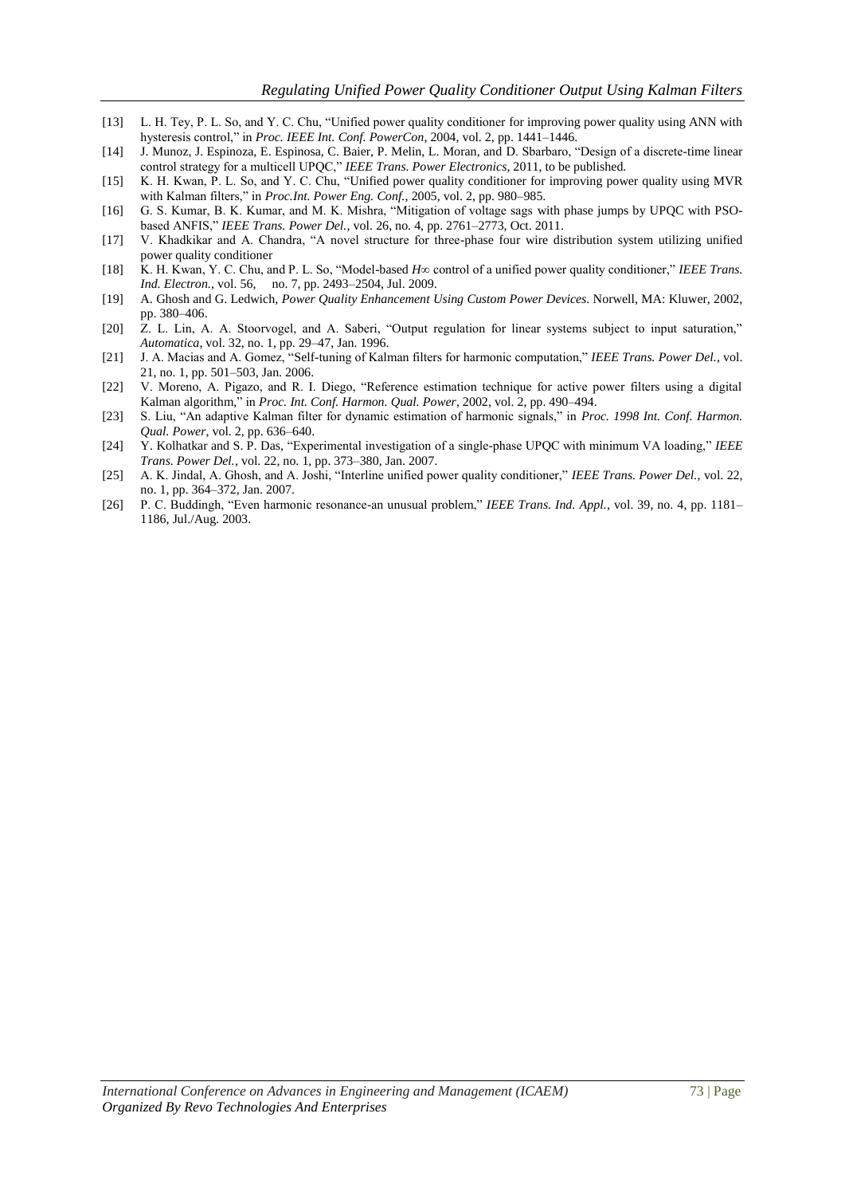[13] L. H. Tey, P. L. So, and Y. C. Chu, "Unified power quality conditioner for improving power quality using ANN with hysteresis control," in *Proc. IEEE Int. Conf. PowerCon*, 2004, vol. 2, pp. 1441–1446.

[14] J. Munoz, J. Espinoza, E. Espinosa, C. Baier, P. Melin, L. Moran, and D. Sbarbaro, "Design of a discrete-time linear control strategy for a multicell UPQC," *IEEE Trans. Power Electronics*, 2011, to be published.

[15] K. H. Kwan, P. L. So, and Y. C. Chu, "Unified power quality conditioner for improving power quality using MVR with Kalman filters," in *Proc.Int. Power Eng. Conf.*, 2005, vol. 2, pp. 980–985.

[16] G. S. Kumar, B. K. Kumar, and M. K. Mishra, "Mitigation of voltage sags with phase jumps by UPQC with PSO-based ANFIS," *IEEE Trans. Power Del.*, vol. 26, no. 4, pp. 2761–2773, Oct. 2011.

[17] V. Khadkikar and A. Chandra, "A novel structure for three-phase four wire distribution system utilizing unified power quality conditioner

[18] K. H. Kwan, Y. C. Chu, and P. L. So, "Model-based *H*∞ control of a unified power quality conditioner," *IEEE Trans. Ind. Electron.*, vol. 56, no. 7, pp. 2493–2504, Jul. 2009.

[19] A. Ghosh and G. Ledwich, *Power Quality Enhancement Using Custom Power Devices*. Norwell, MA: Kluwer, 2002, pp. 380–406.

[20] Z. L. Lin, A. A. Stoorvogel, and A. Saberi, "Output regulation for linear systems subject to input saturation," *Automatica*, vol. 32, no. 1, pp. 29–47, Jan. 1996.

[21] J. A. Macias and A. Gomez, "Self-tuning of Kalman filters for harmonic computation," *IEEE Trans. Power Del.*, vol. 21, no. 1, pp. 501–503, Jan. 2006.

[22] V. Moreno, A. Pigazo, and R. I. Diego, "Reference estimation technique for active power filters using a digital Kalman algorithm," in *Proc. Int. Conf. Harmon. Qual. Power*, 2002, vol. 2, pp. 490–494.

[23] S. Liu, "An adaptive Kalman filter for dynamic estimation of harmonic signals," in *Proc. 1998 Int. Conf. Harmon. Qual. Power*, vol. 2, pp. 636–640.

[24] Y. Kolhatkar and S. P. Das, "Experimental investigation of a single-phase UPQC with minimum VA loading," *IEEE Trans. Power Del.*, vol. 22, no. 1, pp. 373–380, Jan. 2007.

[25] A. K. Jindal, A. Ghosh, and A. Joshi, "Interline unified power quality conditioner," *IEEE Trans. Power Del.*, vol. 22, no. 1, pp. 364–372, Jan. 2007.

[26] P. C. Buddingh, "Even harmonic resonance-an unusual problem," *IEEE Trans. Ind. Appl.*, vol. 39, no. 4, pp. 1181–1186, Jul./Aug. 2003.